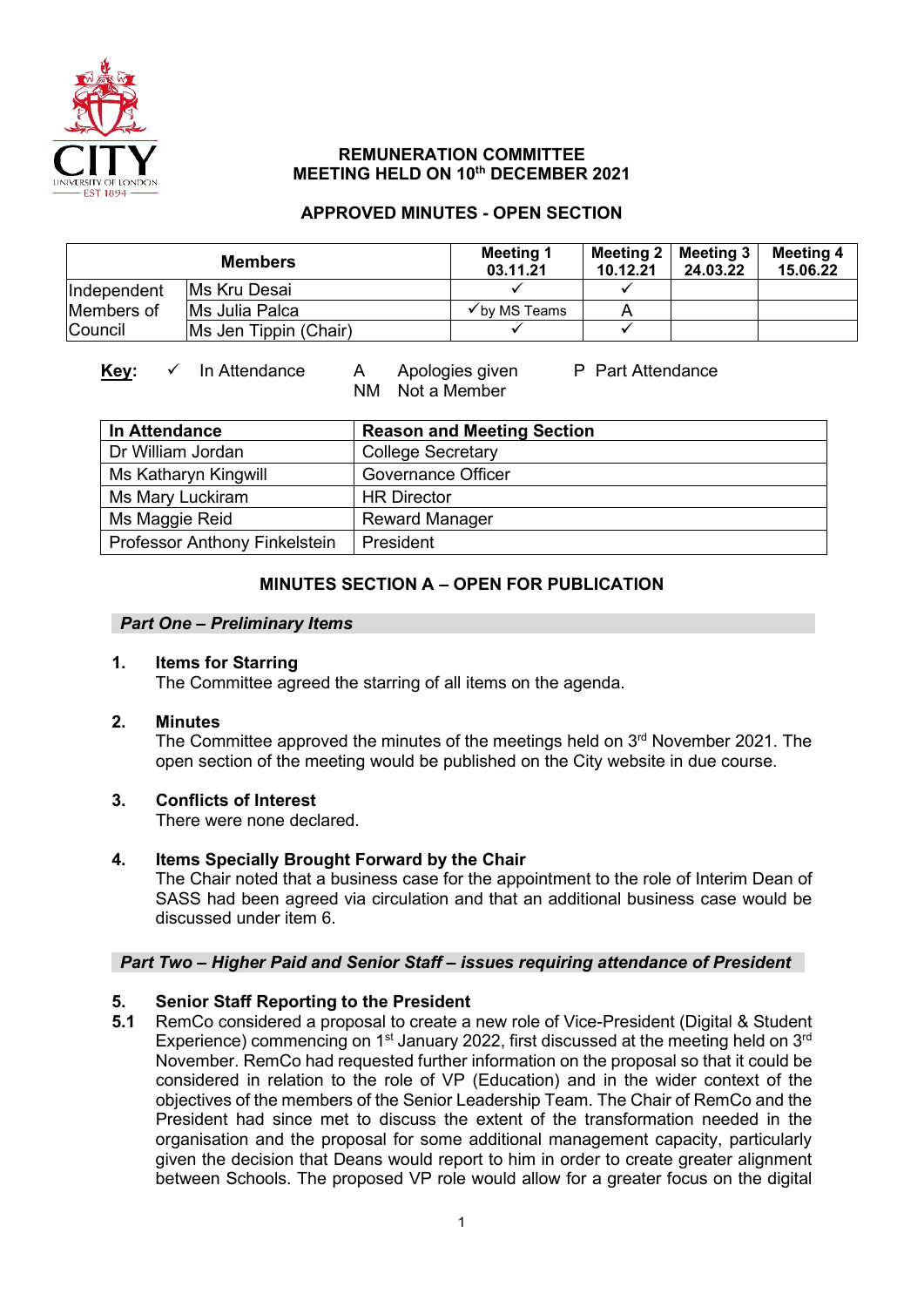**REMUNERATION COMMITTEE**
**MEETING HELD ON 10th DECEMBER 2021**

**APPROVED MINUTES - OPEN SECTION**

| Members | | Meeting 1 03.11.21 | Meeting 2 10.12.21 | Meeting 3 24.03.22 | Meeting 4 15.06.22 |
|---|---|---|---|---|---|
| Independent Members of Council | Ms Kru Desai | ✓ | ✓ | | |
| | Ms Julia Palca | ✓by MS Teams | A | | |
| | Ms Jen Tippin (Chair) | ✓ | ✓ | | |

**Key:** ✓ In Attendance A Apologies given P Part Attendance NM Not a Member

| In Attendance | Reason and Meeting Section |
|---|---|
| Dr William Jordan | College Secretary |
| Ms Katharyn Kingwill | Governance Officer |
| Ms Mary Luckiram | HR Director |
| Ms Maggie Reid | Reward Manager |
| Professor Anthony Finkelstein | President |

## MINUTES SECTION A – OPEN FOR PUBLICATION

### *Part One – Preliminary Items*

**1. Items for Starring**
The Committee agreed the starring of all items on the agenda.

**2. Minutes**
The Committee approved the minutes of the meetings held on 3rd November 2021. The open section of the meeting would be published on the City website in due course.

**3. Conflicts of Interest**
There were none declared.

**4. Items Specially Brought Forward by the Chair**
The Chair noted that a business case for the appointment to the role of Interim Dean of SASS had been agreed via circulation and that an additional business case would be discussed under item 6.

### *Part Two – Higher Paid and Senior Staff – issues requiring attendance of President*

**5. Senior Staff Reporting to the President**

**5.1** RemCo considered a proposal to create a new role of Vice-President (Digital & Student Experience) commencing on 1st January 2022, first discussed at the meeting held on 3rd November. RemCo had requested further information on the proposal so that it could be considered in relation to the role of VP (Education) and in the wider context of the objectives of the members of the Senior Leadership Team. The Chair of RemCo and the President had since met to discuss the extent of the transformation needed in the organisation and the proposal for some additional management capacity, particularly given the decision that Deans would report to him in order to create greater alignment between Schools. The proposed VP role would allow for a greater focus on the digital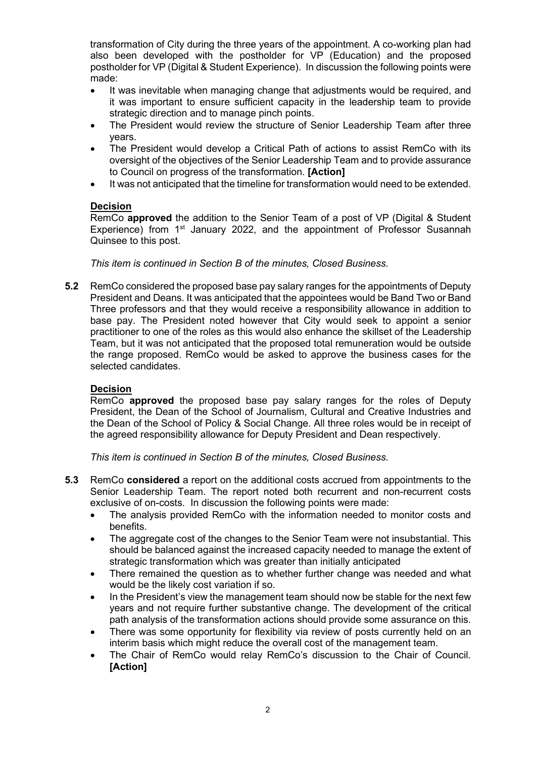transformation of City during the three years of the appointment. A co-working plan had also been developed with the postholder for VP (Education) and the proposed postholder for VP (Digital & Student Experience). In discussion the following points were made:

- It was inevitable when managing change that adjustments would be required, and it was important to ensure sufficient capacity in the leadership team to provide strategic direction and to manage pinch points.
- The President would review the structure of Senior Leadership Team after three years.
- The President would develop a Critical Path of actions to assist RemCo with its oversight of the objectives of the Senior Leadership Team and to provide assurance to Council on progress of the transformation. **[Action]**
- It was not anticipated that the timeline for transformation would need to be extended.

**Decision**

RemCo **approved** the addition to the Senior Team of a post of VP (Digital & Student Experience) from 1st January 2022, and the appointment of Professor Susannah Quinsee to this post.

*This item is continued in Section B of the minutes, Closed Business.*

**5.2** RemCo considered the proposed base pay salary ranges for the appointments of Deputy President and Deans. It was anticipated that the appointees would be Band Two or Band Three professors and that they would receive a responsibility allowance in addition to base pay. The President noted however that City would seek to appoint a senior practitioner to one of the roles as this would also enhance the skillset of the Leadership Team, but it was not anticipated that the proposed total remuneration would be outside the range proposed. RemCo would be asked to approve the business cases for the selected candidates.

**Decision**

RemCo **approved** the proposed base pay salary ranges for the roles of Deputy President, the Dean of the School of Journalism, Cultural and Creative Industries and the Dean of the School of Policy & Social Change. All three roles would be in receipt of the agreed responsibility allowance for Deputy President and Dean respectively.

*This item is continued in Section B of the minutes, Closed Business.*

**5.3** RemCo **considered** a report on the additional costs accrued from appointments to the Senior Leadership Team. The report noted both recurrent and non-recurrent costs exclusive of on-costs. In discussion the following points were made:

- The analysis provided RemCo with the information needed to monitor costs and benefits.
- The aggregate cost of the changes to the Senior Team were not insubstantial. This should be balanced against the increased capacity needed to manage the extent of strategic transformation which was greater than initially anticipated
- There remained the question as to whether further change was needed and what would be the likely cost variation if so.
- In the President's view the management team should now be stable for the next few years and not require further substantive change. The development of the critical path analysis of the transformation actions should provide some assurance on this.
- There was some opportunity for flexibility via review of posts currently held on an interim basis which might reduce the overall cost of the management team.
- The Chair of RemCo would relay RemCo's discussion to the Chair of Council. **[Action]**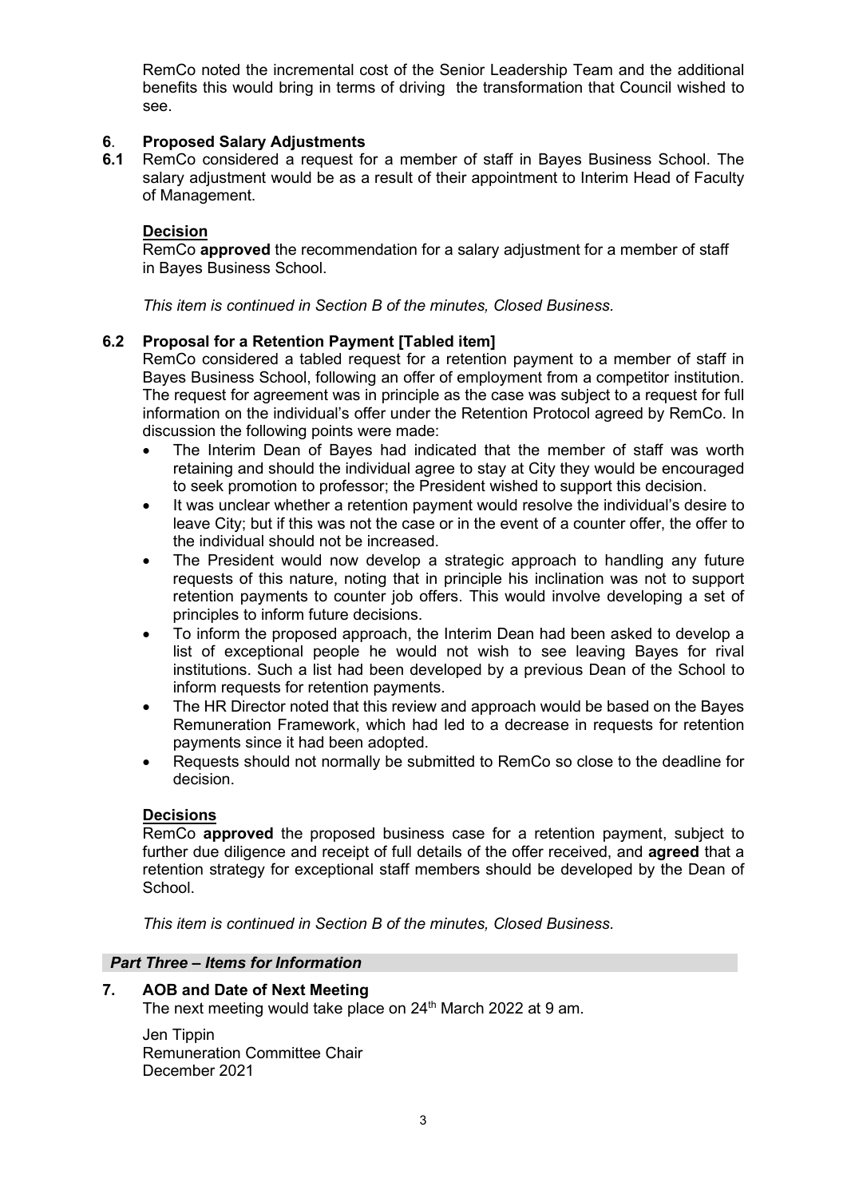RemCo noted the incremental cost of the Senior Leadership Team and the additional benefits this would bring in terms of driving the transformation that Council wished to see.

## 6. Proposed Salary Adjustments

**6.1** RemCo considered a request for a member of staff in Bayes Business School. The salary adjustment would be as a result of their appointment to Interim Head of Faculty of Management.

**Decision**

RemCo **approved** the recommendation for a salary adjustment for a member of staff in Bayes Business School.

*This item is continued in Section B of the minutes, Closed Business.*

### 6.2 Proposal for a Retention Payment [Tabled item]

RemCo considered a tabled request for a retention payment to a member of staff in Bayes Business School, following an offer of employment from a competitor institution. The request for agreement was in principle as the case was subject to a request for full information on the individual's offer under the Retention Protocol agreed by RemCo. In discussion the following points were made:

- The Interim Dean of Bayes had indicated that the member of staff was worth retaining and should the individual agree to stay at City they would be encouraged to seek promotion to professor; the President wished to support this decision.
- It was unclear whether a retention payment would resolve the individual's desire to leave City; but if this was not the case or in the event of a counter offer, the offer to the individual should not be increased.
- The President would now develop a strategic approach to handling any future requests of this nature, noting that in principle his inclination was not to support retention payments to counter job offers. This would involve developing a set of principles to inform future decisions.
- To inform the proposed approach, the Interim Dean had been asked to develop a list of exceptional people he would not wish to see leaving Bayes for rival institutions. Such a list had been developed by a previous Dean of the School to inform requests for retention payments.
- The HR Director noted that this review and approach would be based on the Bayes Remuneration Framework, which had led to a decrease in requests for retention payments since it had been adopted.
- Requests should not normally be submitted to RemCo so close to the deadline for decision.

**Decisions**

RemCo **approved** the proposed business case for a retention payment, subject to further due diligence and receipt of full details of the offer received, and **agreed** that a retention strategy for exceptional staff members should be developed by the Dean of School.

*This item is continued in Section B of the minutes, Closed Business.*

***Part Three – Items for Information***

## 7. AOB and Date of Next Meeting

The next meeting would take place on 24th March 2022 at 9 am.

Jen Tippin
Remuneration Committee Chair
December 2021